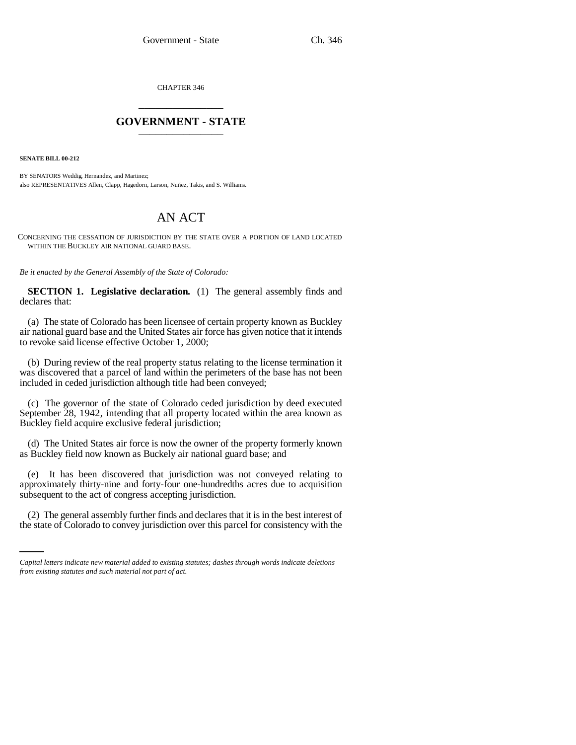CHAPTER 346

# GOVERNMENT - STATE

**SENATE BILL 00-212**

BY SENATORS Weddig, Hernandez, and Martinez;
also REPRESENTATIVES Allen, Clapp, Hagedorn, Larson, Nuñez, Takis, and S. Williams.

# AN ACT

CONCERNING THE CESSATION OF JURISDICTION BY THE STATE OVER A PORTION OF LAND LOCATED WITHIN THE BUCKLEY AIR NATIONAL GUARD BASE.

*Be it enacted by the General Assembly of the State of Colorado:*

**SECTION 1. Legislative declaration.** (1) The general assembly finds and declares that:

(a) The state of Colorado has been licensee of certain property known as Buckley air national guard base and the United States air force has given notice that it intends to revoke said license effective October 1, 2000;

(b) During review of the real property status relating to the license termination it was discovered that a parcel of land within the perimeters of the base has not been included in ceded jurisdiction although title had been conveyed;

(c) The governor of the state of Colorado ceded jurisdiction by deed executed September 28, 1942, intending that all property located within the area known as Buckley field acquire exclusive federal jurisdiction;

(d) The United States air force is now the owner of the property formerly known as Buckley field now known as Buckely air national guard base; and

(e) It has been discovered that jurisdiction was not conveyed relating to approximately thirty-nine and forty-four one-hundredths acres due to acquisition subsequent to the act of congress accepting jurisdiction.

(2) The general assembly further finds and declares that it is in the best interest of the state of Colorado to convey jurisdiction over this parcel for consistency with the

*Capital letters indicate new material added to existing statutes; dashes through words indicate deletions from existing statutes and such material not part of act.*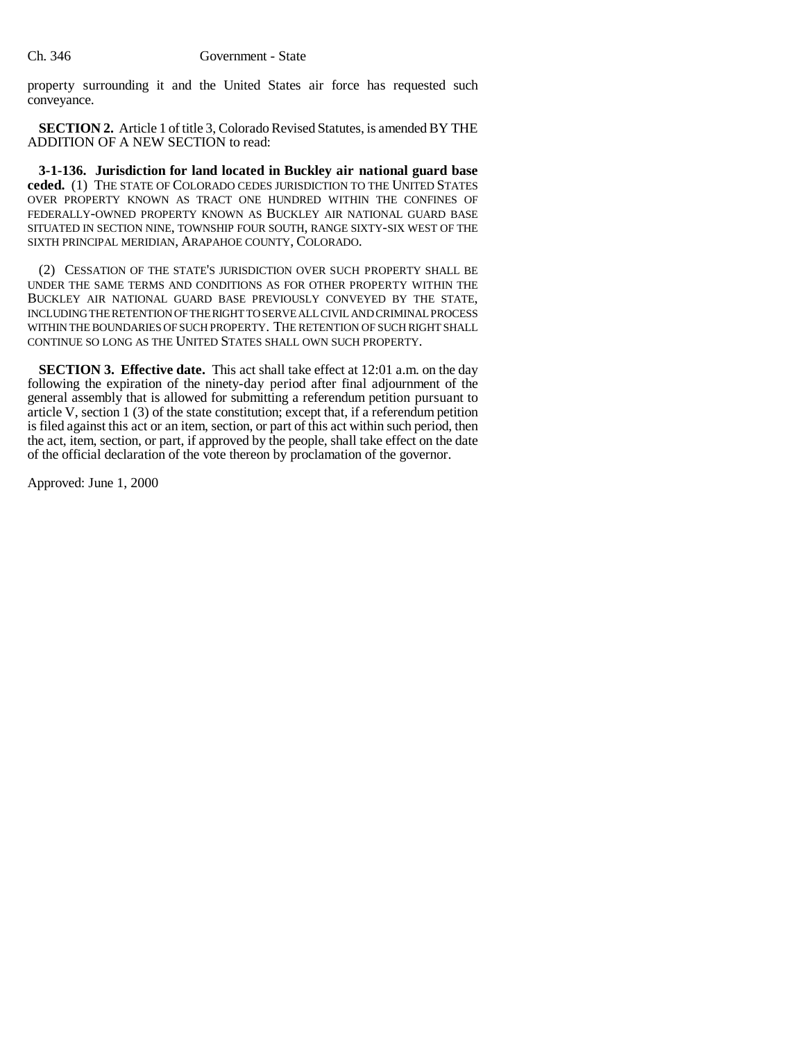property surrounding it and the United States air force has requested such conveyance.

**SECTION 2.** Article 1 of title 3, Colorado Revised Statutes, is amended BY THE ADDITION OF A NEW SECTION to read:

**3-1-136. Jurisdiction for land located in Buckley air national guard base ceded.** (1) THE STATE OF COLORADO CEDES JURISDICTION TO THE UNITED STATES OVER PROPERTY KNOWN AS TRACT ONE HUNDRED WITHIN THE CONFINES OF FEDERALLY-OWNED PROPERTY KNOWN AS BUCKLEY AIR NATIONAL GUARD BASE SITUATED IN SECTION NINE, TOWNSHIP FOUR SOUTH, RANGE SIXTY-SIX WEST OF THE SIXTH PRINCIPAL MERIDIAN, ARAPAHOE COUNTY, COLORADO.

(2) CESSATION OF THE STATE'S JURISDICTION OVER SUCH PROPERTY SHALL BE UNDER THE SAME TERMS AND CONDITIONS AS FOR OTHER PROPERTY WITHIN THE BUCKLEY AIR NATIONAL GUARD BASE PREVIOUSLY CONVEYED BY THE STATE, INCLUDING THE RETENTION OF THE RIGHT TO SERVE ALL CIVIL AND CRIMINAL PROCESS WITHIN THE BOUNDARIES OF SUCH PROPERTY. THE RETENTION OF SUCH RIGHT SHALL CONTINUE SO LONG AS THE UNITED STATES SHALL OWN SUCH PROPERTY.

**SECTION 3. Effective date.** This act shall take effect at 12:01 a.m. on the day following the expiration of the ninety-day period after final adjournment of the general assembly that is allowed for submitting a referendum petition pursuant to article V, section 1 (3) of the state constitution; except that, if a referendum petition is filed against this act or an item, section, or part of this act within such period, then the act, item, section, or part, if approved by the people, shall take effect on the date of the official declaration of the vote thereon by proclamation of the governor.

Approved: June 1, 2000